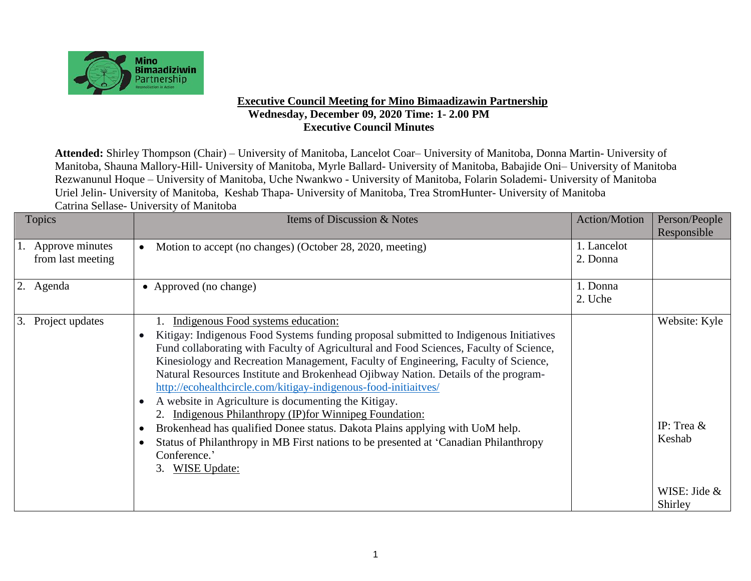**Executive Council Meeting for Mino Bimaadizawin Partnership**
**Wednesday, December 09, 2020 Time: 1- 2.00 PM**
**Executive Council Minutes**

**Attended:** Shirley Thompson (Chair) – University of Manitoba, Lancelot Coar– University of Manitoba, Donna Martin- University of Manitoba, Shauna Mallory-Hill- University of Manitoba, Myrle Ballard- University of Manitoba, Babajide Oni– University of Manitoba Rezwanunul Hoque – University of Manitoba, Uche Nwankwo - University of Manitoba, Folarin Solademi- University of Manitoba Uriel Jelin- University of Manitoba, Keshab Thapa- University of Manitoba, Trea StromHunter- University of Manitoba Catrina Sellase- University of Manitoba

| Topics | Items of Discussion & Notes | Action/Motion | Person/People Responsible |
|---|---|---|---|
| 1. Approve minutes from last meeting | • Motion to accept (no changes) (October 28, 2020, meeting) | 1. Lancelot<br>2. Donna | |
| 2. Agenda | • Approved (no change) | 1. Donna<br>2. Uche | |
| 3. Project updates | 1. Indigenous Food systems education:<br>• Kitigay: Indigenous Food Systems funding proposal submitted to Indigenous Initiatives Fund collaborating with Faculty of Agricultural and Food Sciences, Faculty of Science, Kinesiology and Recreation Management, Faculty of Engineering, Faculty of Science, Natural Resources Institute and Brokenhead Ojibway Nation. Details of the program- http://ecohealthcircle.com/kitigay-indigenous-food-initiaitves/<br>• A website in Agriculture is documenting the Kitigay.<br>2. Indigenous Philanthropy (IP)for Winnipeg Foundation:<br>• Brokenhead has qualified Donee status. Dakota Plains applying with UoM help.<br>• Status of Philanthropy in MB First nations to be presented at 'Canadian Philanthropy Conference.'<br>3. WISE Update: | | Website: Kyle<br><br>IP: Trea & Keshab<br><br>WISE: Jide & Shirley |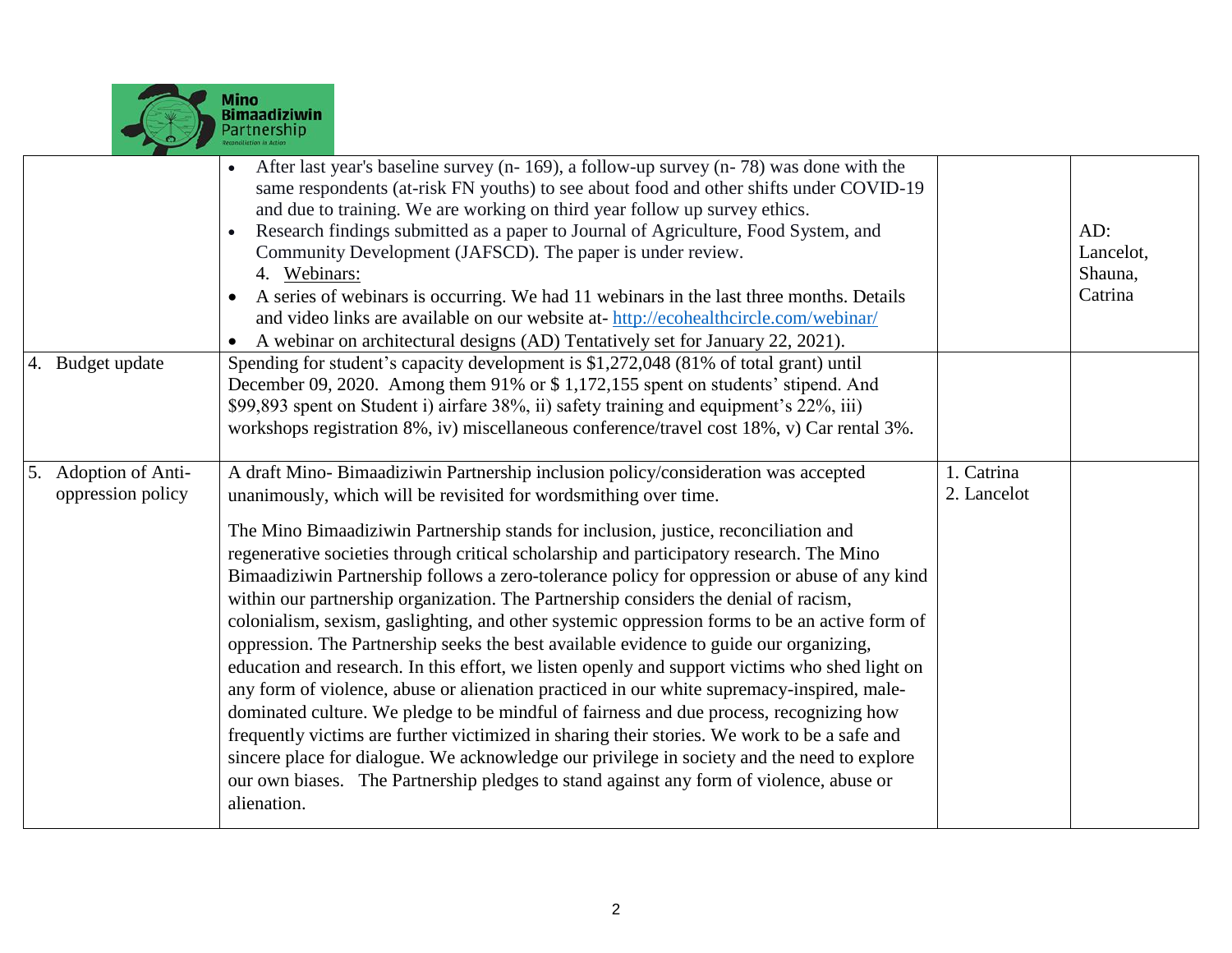| | | | |
|---|---|---|---|
| | • After last year's baseline survey (n- 169), a follow-up survey (n- 78) was done with the same respondents (at-risk FN youths) to see about food and other shifts under COVID-19 and due to training. We are working on third year follow up survey ethics.<br>• Research findings submitted as a paper to Journal of Agriculture, Food System, and Community Development (JAFSCD). The paper is under review.<br>4. Webinars:<br>• A series of webinars is occurring. We had 11 webinars in the last three months. Details and video links are available on our website at- http://ecohealthcircle.com/webinar/<br>• A webinar on architectural designs (AD) Tentatively set for January 22, 2021). | | AD: Lancelot, Shauna, Catrina |
| 4. Budget update | Spending for student's capacity development is $1,272,048 (81% of total grant) until December 09, 2020. Among them 91% or $ 1,172,155 spent on students' stipend. And $99,893 spent on Student i) airfare 38%, ii) safety training and equipment's 22%, iii) workshops registration 8%, iv) miscellaneous conference/travel cost 18%, v) Car rental 3%. | | |
| 5. Adoption of Anti-oppression policy | A draft Mino- Bimaadiziwin Partnership inclusion policy/consideration was accepted unanimously, which will be revisited for wordsmithing over time.<br><br>The Mino Bimaadiziwin Partnership stands for inclusion, justice, reconciliation and regenerative societies through critical scholarship and participatory research. The Mino Bimaadiziwin Partnership follows a zero-tolerance policy for oppression or abuse of any kind within our partnership organization. The Partnership considers the denial of racism, colonialism, sexism, gaslighting, and other systemic oppression forms to be an active form of oppression. The Partnership seeks the best available evidence to guide our organizing, education and research. In this effort, we listen openly and support victims who shed light on any form of violence, abuse or alienation practiced in our white supremacy-inspired, male-dominated culture. We pledge to be mindful of fairness and due process, recognizing how frequently victims are further victimized in sharing their stories. We work to be a safe and sincere place for dialogue. We acknowledge our privilege in society and the need to explore our own biases. The Partnership pledges to stand against any form of violence, abuse or alienation. | 1. Catrina<br>2. Lancelot | |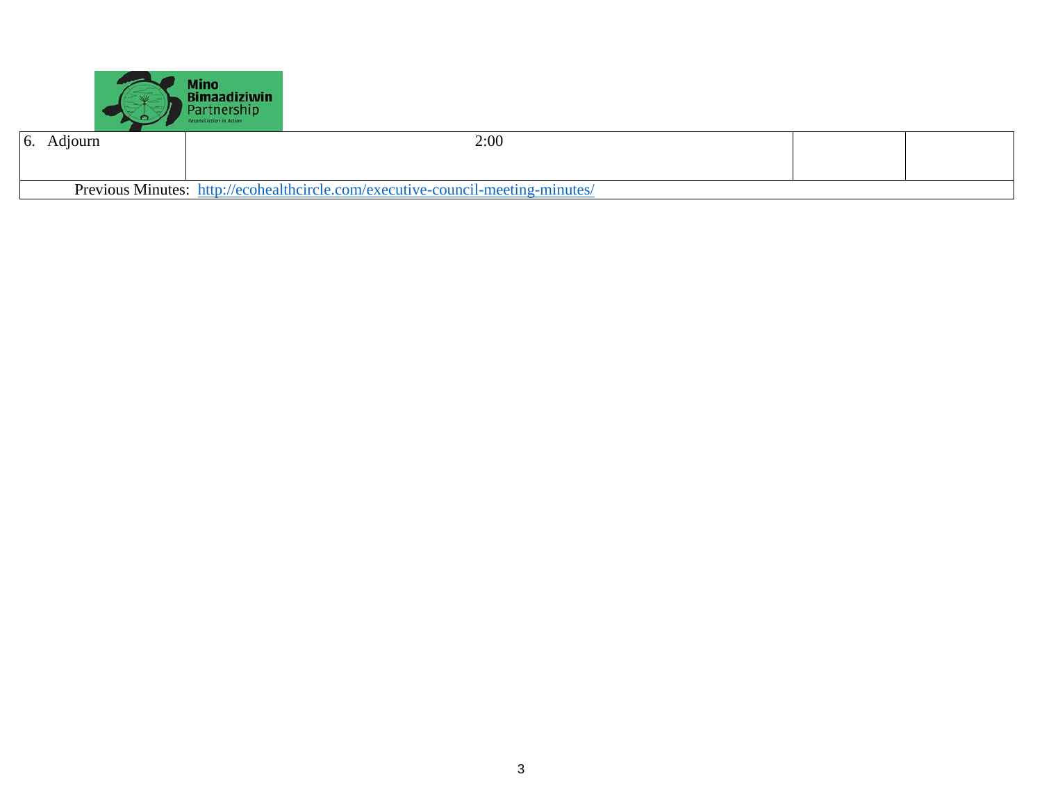Mino Bimaadiziwin Partnership
Reconciliation in Action

| | | | |
|---|---|---|---|
| 6. Adjourn | 2:00 | | |
| Previous Minutes: http://ecohealthcircle.com/executive-council-meeting-minutes/ | | | |